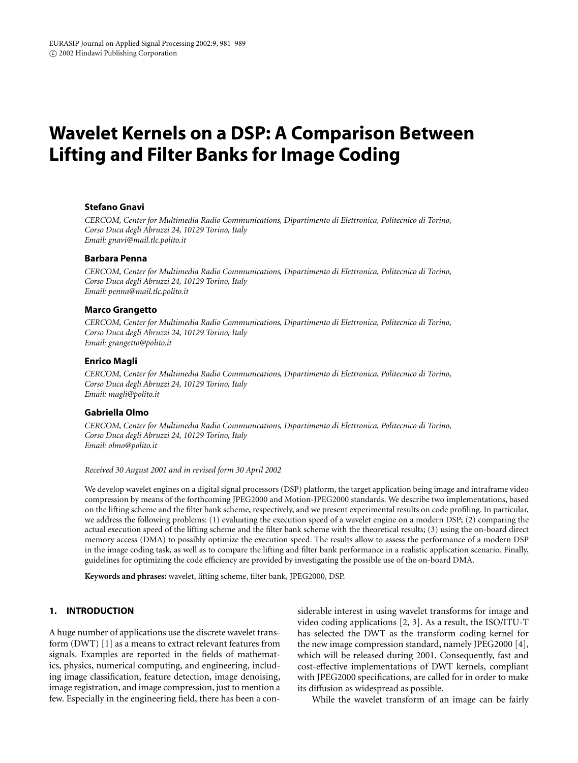# Wavelet Kernels on a DSP: A Comparison Between Lifting and Filter Banks for Image Coding

**Stefano Gnavi**

*CERCOM, Center for Multimedia Radio Communications, Dipartimento di Elettronica, Politecnico di Torino, Corso Duca degli Abruzzi 24, 10129 Torino, Italy*
*Email: gnavi@mail.tlc.polito.it*

**Barbara Penna**

*CERCOM, Center for Multimedia Radio Communications, Dipartimento di Elettronica, Politecnico di Torino, Corso Duca degli Abruzzi 24, 10129 Torino, Italy*
*Email: penna@mail.tlc.polito.it*

**Marco Grangetto**

*CERCOM, Center for Multimedia Radio Communications, Dipartimento di Elettronica, Politecnico di Torino, Corso Duca degli Abruzzi 24, 10129 Torino, Italy*
*Email: grangetto@polito.it*

**Enrico Magli**

*CERCOM, Center for Multimedia Radio Communications, Dipartimento di Elettronica, Politecnico di Torino, Corso Duca degli Abruzzi 24, 10129 Torino, Italy*
*Email: magli@polito.it*

**Gabriella Olmo**

*CERCOM, Center for Multimedia Radio Communications, Dipartimento di Elettronica, Politecnico di Torino, Corso Duca degli Abruzzi 24, 10129 Torino, Italy*
*Email: olmo@polito.it*

*Received 30 August 2001 and in revised form 30 April 2002*

We develop wavelet engines on a digital signal processors (DSP) platform, the target application being image and intraframe video compression by means of the forthcoming JPEG2000 and Motion-JPEG2000 standards. We describe two implementations, based on the lifting scheme and the filter bank scheme, respectively, and we present experimental results on code profiling. In particular, we address the following problems: (1) evaluating the execution speed of a wavelet engine on a modern DSP; (2) comparing the actual execution speed of the lifting scheme and the filter bank scheme with the theoretical results; (3) using the on-board direct memory access (DMA) to possibly optimize the execution speed. The results allow to assess the performance of a modern DSP in the image coding task, as well as to compare the lifting and filter bank performance in a realistic application scenario. Finally, guidelines for optimizing the code efficiency are provided by investigating the possible use of the on-board DMA.

**Keywords and phrases:** wavelet, lifting scheme, filter bank, JPEG2000, DSP.

## 1. INTRODUCTION

A huge number of applications use the discrete wavelet transform (DWT) [1] as a means to extract relevant features from signals. Examples are reported in the fields of mathematics, physics, numerical computing, and engineering, including image classification, feature detection, image denoising, image registration, and image compression, just to mention a few. Especially in the engineering field, there has been a considerable interest in using wavelet transforms for image and video coding applications [2, 3]. As a result, the ISO/ITU-T has selected the DWT as the transform coding kernel for the new image compression standard, namely JPEG2000 [4], which will be released during 2001. Consequently, fast and cost-effective implementations of DWT kernels, compliant with JPEG2000 specifications, are called for in order to make its diffusion as widespread as possible.

While the wavelet transform of an image can be fairly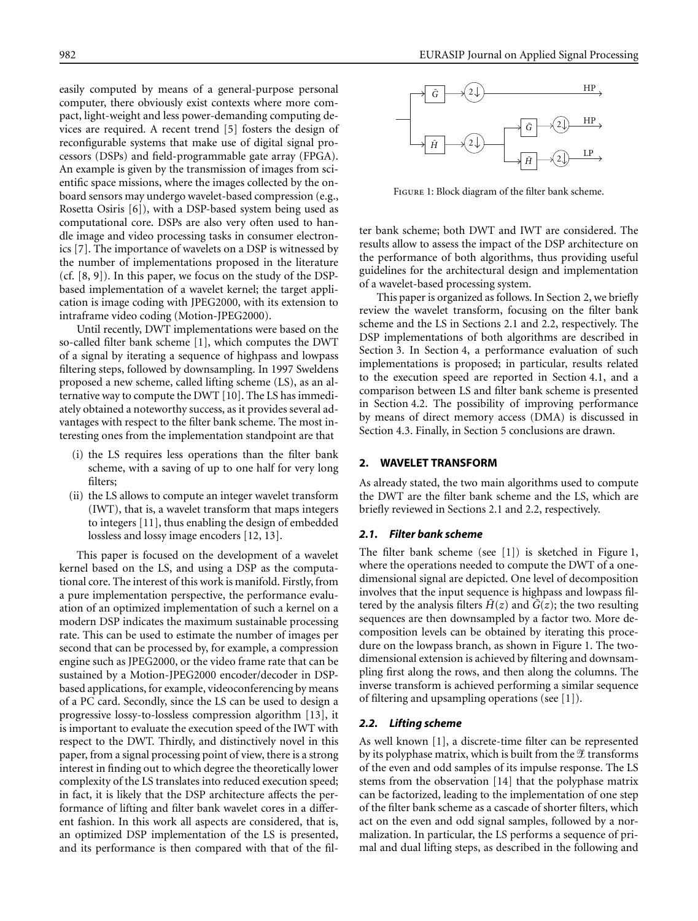easily computed by means of a general-purpose personal computer, there obviously exist contexts where more compact, light-weight and less power-demanding computing devices are required. A recent trend [5] fosters the design of reconfigurable systems that make use of digital signal processors (DSPs) and field-programmable gate array (FPGA). An example is given by the transmission of images from scientific space missions, where the images collected by the onboard sensors may undergo wavelet-based compression (e.g., Rosetta Osiris [6]), with a DSP-based system being used as computational core. DSPs are also very often used to handle image and video processing tasks in consumer electronics [7]. The importance of wavelets on a DSP is witnessed by the number of implementations proposed in the literature (cf. [8, 9]). In this paper, we focus on the study of the DSP-based implementation of a wavelet kernel; the target application is image coding with JPEG2000, with its extension to intraframe video coding (Motion-JPEG2000).

Until recently, DWT implementations were based on the so-called filter bank scheme [1], which computes the DWT of a signal by iterating a sequence of highpass and lowpass filtering steps, followed by downsampling. In 1997 Sweldens proposed a new scheme, called lifting scheme (LS), as an alternative way to compute the DWT [10]. The LS has immediately obtained a noteworthy success, as it provides several advantages with respect to the filter bank scheme. The most interesting ones from the implementation standpoint are that

(i) the LS requires less operations than the filter bank scheme, with a saving of up to one half for very long filters;

(ii) the LS allows to compute an integer wavelet transform (IWT), that is, a wavelet transform that maps integers to integers [11], thus enabling the design of embedded lossless and lossy image encoders [12, 13].

This paper is focused on the development of a wavelet kernel based on the LS, and using a DSP as the computational core. The interest of this work is manifold. Firstly, from a pure implementation perspective, the performance evaluation of an optimized implementation of such a kernel on a modern DSP indicates the maximum sustainable processing rate. This can be used to estimate the number of images per second that can be processed by, for example, a compression engine such as JPEG2000, or the video frame rate that can be sustained by a Motion-JPEG2000 encoder/decoder in DSP-based applications, for example, videoconferencing by means of a PC card. Secondly, since the LS can be used to design a progressive lossy-to-lossless compression algorithm [13], it is important to evaluate the execution speed of the IWT with respect to the DWT. Thirdly, and distinctively novel in this paper, from a signal processing point of view, there is a strong interest in finding out to which degree the theoretically lower complexity of the LS translates into reduced execution speed; in fact, it is likely that the DSP architecture affects the performance of lifting and filter bank wavelet cores in a different fashion. In this work all aspects are considered, that is, an optimized DSP implementation of the LS is presented, and its performance is then compared with that of the filter bank scheme; both DWT and IWT are considered. The results allow to assess the impact of the DSP architecture on the performance of both algorithms, thus providing useful guidelines for the architectural design and implementation of a wavelet-based processing system.

Figure 1: Block diagram of the filter bank scheme.

This paper is organized as follows. In Section 2, we briefly review the wavelet transform, focusing on the filter bank scheme and the LS in Sections 2.1 and 2.2, respectively. The DSP implementations of both algorithms are described in Section 3. In Section 4, a performance evaluation of such implementations is proposed; in particular, results related to the execution speed are reported in Section 4.1, and a comparison between LS and filter bank scheme is presented in Section 4.2. The possibility of improving performance by means of direct memory access (DMA) is discussed in Section 4.3. Finally, in Section 5 conclusions are drawn.

## 2. WAVELET TRANSFORM

As already stated, the two main algorithms used to compute the DWT are the filter bank scheme and the LS, which are briefly reviewed in Sections 2.1 and 2.2, respectively.

### 2.1. Filter bank scheme

The filter bank scheme (see [1]) is sketched in Figure 1, where the operations needed to compute the DWT of a one-dimensional signal are depicted. One level of decomposition involves that the input sequence is highpass and lowpass filtered by the analysis filters $\tilde{H}(z)$ and $\tilde{G}(z)$; the two resulting sequences are then downsampled by a factor two. More decomposition levels can be obtained by iterating this procedure on the lowpass branch, as shown in Figure 1. The two-dimensional extension is achieved by filtering and downsampling first along the rows, and then along the columns. The inverse transform is achieved performing a similar sequence of filtering and upsampling operations (see [1]).

### 2.2. Lifting scheme

As well known [1], a discrete-time filter can be represented by its polyphase matrix, which is built from the $\mathcal{Z}$ transforms of the even and odd samples of its impulse response. The LS stems from the observation [14] that the polyphase matrix can be factorized, leading to the implementation of one step of the filter bank scheme as a cascade of shorter filters, which act on the even and odd signal samples, followed by a normalization. In particular, the LS performs a sequence of primal and dual lifting steps, as described in the following and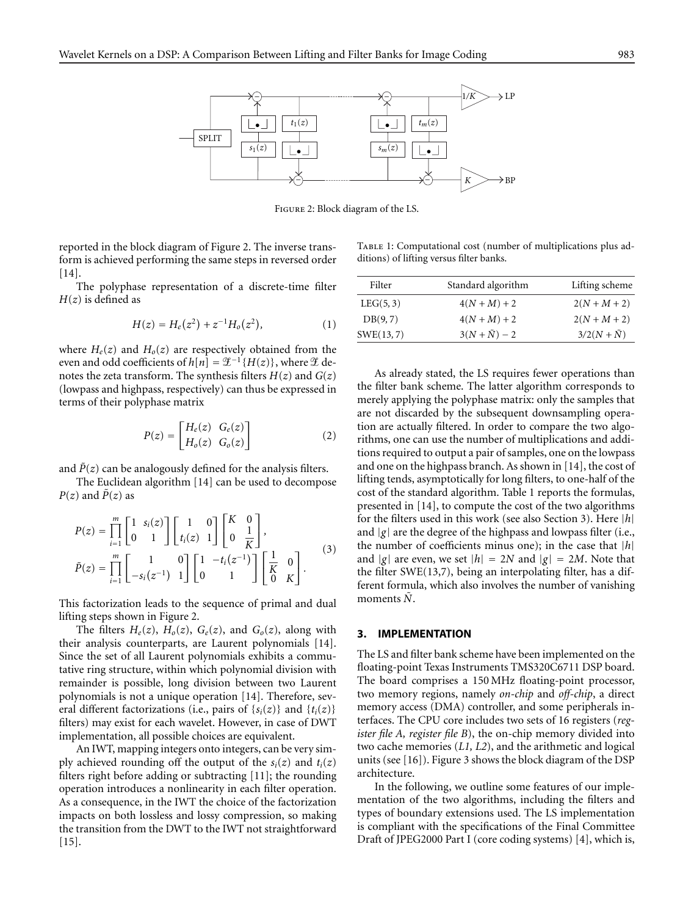Figure 2: Block diagram of the LS.

reported in the block diagram of Figure 2. The inverse transform is achieved performing the same steps in reversed order [14].

The polyphase representation of a discrete-time filter $H(z)$ is defined as

$$H(z) = H_e(z^2) + z^{-1}H_o(z^2), \tag{1}$$

where $H_e(z)$ and $H_o(z)$ are respectively obtained from the even and odd coefficients of $h[n] = \mathcal{Z}^{-1}\{H(z)\}$, where $\mathcal{Z}$ denotes the zeta transform. The synthesis filters $H(z)$ and $G(z)$ (lowpass and highpass, respectively) can thus be expressed in terms of their polyphase matrix

$$P(z) = \begin{bmatrix} H_e(z) & G_e(z) \\ H_o(z) & G_o(z) \end{bmatrix} \tag{2}$$

and $\tilde{P}(z)$ can be analogously defined for the analysis filters.

The Euclidean algorithm [14] can be used to decompose $P(z)$ and $\tilde{P}(z)$ as

$$\begin{aligned} P(z) &= \prod_{i=1}^{m} \begin{bmatrix} 1 & s_i(z) \\ 0 & 1 \end{bmatrix} \begin{bmatrix} 1 & 0 \\ t_i(z) & 1 \end{bmatrix} \begin{bmatrix} K & 0 \\ 0 & \dfrac{1}{K} \end{bmatrix}, \\ \tilde{P}(z) &= \prod_{i=1}^{m} \begin{bmatrix} 1 & 0 \\ -s_i(z^{-1}) & 1 \end{bmatrix} \begin{bmatrix} 1 & -t_i(z^{-1}) \\ 0 & 1 \end{bmatrix} \begin{bmatrix} \dfrac{1}{K} & 0 \\ 0 & K \end{bmatrix}. \end{aligned} \tag{3}$$

This factorization leads to the sequence of primal and dual lifting steps shown in Figure 2.

The filters $H_e(z)$, $H_o(z)$, $G_e(z)$, and $G_o(z)$, along with their analysis counterparts, are Laurent polynomials [14]. Since the set of all Laurent polynomials exhibits a commutative ring structure, within which polynomial division with remainder is possible, long division between two Laurent polynomials is not a unique operation [14]. Therefore, several different factorizations (i.e., pairs of $\{s_i(z)\}$ and $\{t_i(z)\}$ filters) may exist for each wavelet. However, in case of DWT implementation, all possible choices are equivalent.

An IWT, mapping integers onto integers, can be very simply achieved rounding off the output of the $s_i(z)$ and $t_i(z)$ filters right before adding or subtracting [11]; the rounding operation introduces a nonlinearity in each filter operation. As a consequence, in the IWT the choice of the factorization impacts on both lossless and lossy compression, so making the transition from the DWT to the IWT not straightforward [15].

Table 1: Computational cost (number of multiplications plus additions) of lifting versus filter banks.

| Filter | Standard algorithm | Lifting scheme |
|---|---|---|
| LEG(5, 3) | $4(N + M) + 2$ | $2(N + M + 2)$ |
| DB(9, 7) | $4(N + M) + 2$ | $2(N + M + 2)$ |
| SWE(13, 7) | $3(N + \tilde{N}) - 2$ | $3/2(N + \tilde{N})$ |

As already stated, the LS requires fewer operations than the filter bank scheme. The latter algorithm corresponds to merely applying the polyphase matrix: only the samples that are not discarded by the subsequent downsampling operation are actually filtered. In order to compare the two algorithms, one can use the number of multiplications and additions required to output a pair of samples, one on the lowpass and one on the highpass branch. As shown in [14], the cost of lifting tends, asymptotically for long filters, to one-half of the cost of the standard algorithm. Table 1 reports the formulas, presented in [14], to compute the cost of the two algorithms for the filters used in this work (see also Section 3). Here $|h|$ and $|g|$ are the degree of the highpass and lowpass filter (i.e., the number of coefficients minus one); in the case that $|h|$ and $|g|$ are even, we set $|h| = 2N$ and $|g| = 2M$. Note that the filter SWE(13,7), being an interpolating filter, has a different formula, which also involves the number of vanishing moments $\tilde{N}$.

## 3. IMPLEMENTATION

The LS and filter bank scheme have been implemented on the floating-point Texas Instruments TMS320C6711 DSP board. The board comprises a 150 MHz floating-point processor, two memory regions, namely *on-chip* and *off-chip*, a direct memory access (DMA) controller, and some peripherals interfaces. The CPU core includes two sets of 16 registers (*register file A, register file B*), the on-chip memory divided into two cache memories (*L1, L2*), and the arithmetic and logical units (see [16]). Figure 3 shows the block diagram of the DSP architecture.

In the following, we outline some features of our implementation of the two algorithms, including the filters and types of boundary extensions used. The LS implementation is compliant with the specifications of the Final Committee Draft of JPEG2000 Part I (core coding systems) [4], which is,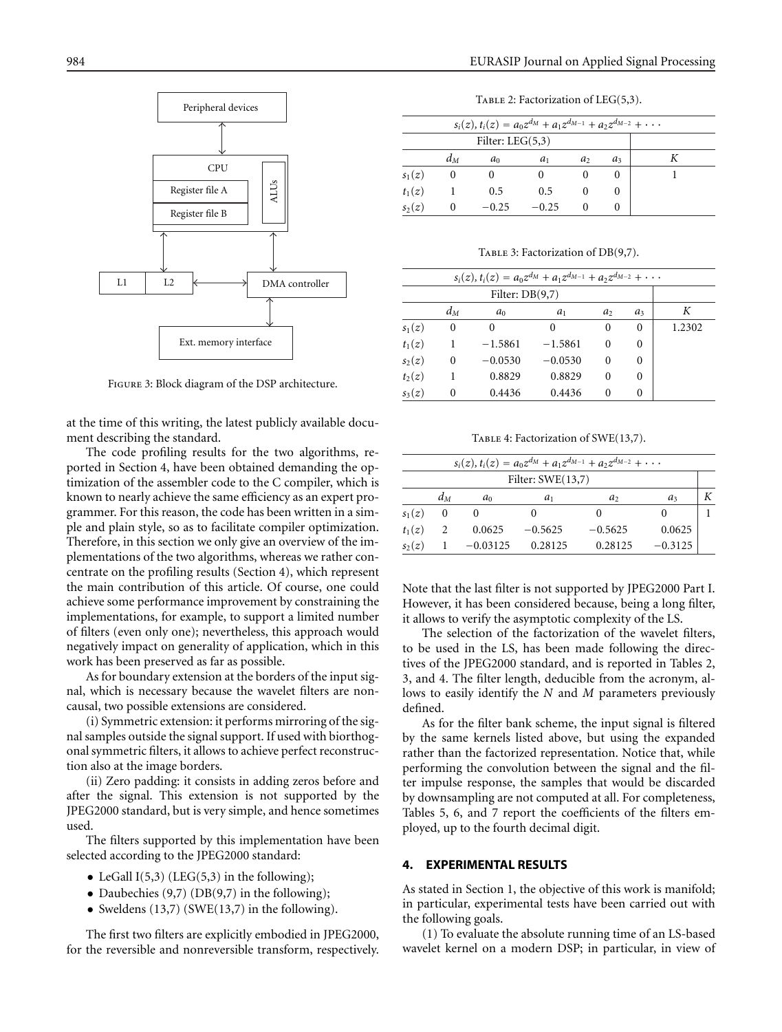Figure 3: Block diagram of the DSP architecture.

at the time of this writing, the latest publicly available document describing the standard.

The code profiling results for the two algorithms, reported in Section 4, have been obtained demanding the optimization of the assembler code to the C compiler, which is known to nearly achieve the same efficiency as an expert programmer. For this reason, the code has been written in a simple and plain style, so as to facilitate compiler optimization. Therefore, in this section we only give an overview of the implementations of the two algorithms, whereas we rather concentrate on the profiling results (Section 4), which represent the main contribution of this article. Of course, one could achieve some performance improvement by constraining the implementations, for example, to support a limited number of filters (even only one); nevertheless, this approach would negatively impact on generality of application, which in this work has been preserved as far as possible.

As for boundary extension at the borders of the input signal, which is necessary because the wavelet filters are noncausal, two possible extensions are considered.

(i) Symmetric extension: it performs mirroring of the signal samples outside the signal support. If used with biorthogonal symmetric filters, it allows to achieve perfect reconstruction also at the image borders.

(ii) Zero padding: it consists in adding zeros before and after the signal. This extension is not supported by the JPEG2000 standard, but is very simple, and hence sometimes used.

The filters supported by this implementation have been selected according to the JPEG2000 standard:

- LeGall I(5,3) (LEG(5,3) in the following);
- Daubechies (9,7) (DB(9,7) in the following);
- Sweldens (13,7) (SWE(13,7) in the following).

The first two filters are explicitly embodied in JPEG2000, for the reversible and nonreversible transform, respectively.

Table 2: Factorization of LEG(5,3).

| | $s_i(z), t_i(z) = a_0 z^{d_M} + a_1 z^{d_M - 1} + a_2 z^{d_M - 2} + \cdots$ | | | | | |
|---|---|---|---|---|---|---|
| | Filter: LEG(5,3) | | | | | |
| | $d_M$ | $a_0$ | $a_1$ | $a_2$ | $a_3$ | $K$ |
| $s_1(z)$ | 0 | 0 | 0 | 0 | 0 | 1 |
| $t_1(z)$ | 1 | 0.5 | 0.5 | 0 | 0 | |
| $s_2(z)$ | 0 | −0.25 | −0.25 | 0 | 0 | |

Table 3: Factorization of DB(9,7).

| | $s_i(z), t_i(z) = a_0 z^{d_M} + a_1 z^{d_M - 1} + a_2 z^{d_M - 2} + \cdots$ | | | | | |
|---|---|---|---|---|---|---|
| | Filter: DB(9,7) | | | | | |
| | $d_M$ | $a_0$ | $a_1$ | $a_2$ | $a_3$ | $K$ |
| $s_1(z)$ | 0 | 0 | 0 | 0 | 0 | 1.2302 |
| $t_1(z)$ | 1 | −1.5861 | −1.5861 | 0 | 0 | |
| $s_2(z)$ | 0 | −0.0530 | −0.0530 | 0 | 0 | |
| $t_2(z)$ | 1 | 0.8829 | 0.8829 | 0 | 0 | |
| $s_3(z)$ | 0 | 0.4436 | 0.4436 | 0 | 0 | |

Table 4: Factorization of SWE(13,7).

| | $s_i(z), t_i(z) = a_0 z^{d_M} + a_1 z^{d_M - 1} + a_2 z^{d_M - 2} + \cdots$ | | | | | |
|---|---|---|---|---|---|---|
| | Filter: SWE(13,7) | | | | | |
| | $d_M$ | $a_0$ | $a_1$ | $a_2$ | $a_3$ | $K$ |
| $s_1(z)$ | 0 | 0 | 0 | 0 | 0 | 1 |
| $t_1(z)$ | 2 | 0.0625 | −0.5625 | −0.5625 | 0.0625 | |
| $s_2(z)$ | 1 | −0.03125 | 0.28125 | 0.28125 | −0.3125 | |

Note that the last filter is not supported by JPEG2000 Part I. However, it has been considered because, being a long filter, it allows to verify the asymptotic complexity of the LS.

The selection of the factorization of the wavelet filters, to be used in the LS, has been made following the directives of the JPEG2000 standard, and is reported in Tables 2, 3, and 4. The filter length, deducible from the acronym, allows to easily identify the $N$ and $M$ parameters previously defined.

As for the filter bank scheme, the input signal is filtered by the same kernels listed above, but using the expanded rather than the factorized representation. Notice that, while performing the convolution between the signal and the filter impulse response, the samples that would be discarded by downsampling are not computed at all. For completeness, Tables 5, 6, and 7 report the coefficients of the filters employed, up to the fourth decimal digit.

## 4. EXPERIMENTAL RESULTS

As stated in Section 1, the objective of this work is manifold; in particular, experimental tests have been carried out with the following goals.

(1) To evaluate the absolute running time of an LS-based wavelet kernel on a modern DSP; in particular, in view of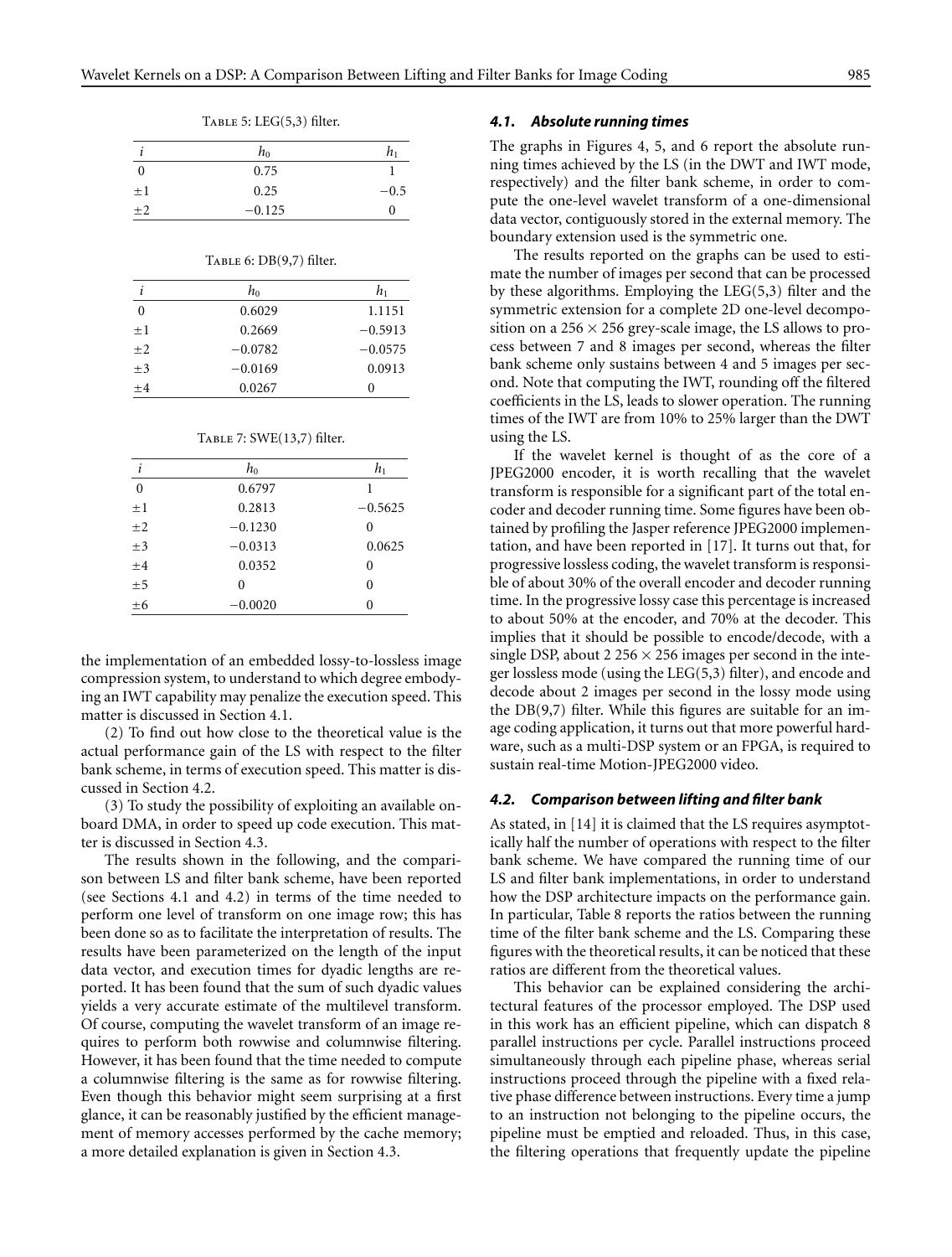Table 5: LEG(5,3) filter.

| $i$ | $h_0$ | $h_1$ |
|---|---|---|
| 0 | 0.75 | 1 |
| ±1 | 0.25 | −0.5 |
| ±2 | −0.125 | 0 |

Table 6: DB(9,7) filter.

| $i$ | $h_0$ | $h_1$ |
|---|---|---|
| 0 | 0.6029 | 1.1151 |
| ±1 | 0.2669 | −0.5913 |
| ±2 | −0.0782 | −0.0575 |
| ±3 | −0.0169 | 0.0913 |
| ±4 | 0.0267 | 0 |

Table 7: SWE(13,7) filter.

| $i$ | $h_0$ | $h_1$ |
|---|---|---|
| 0 | 0.6797 | 1 |
| ±1 | 0.2813 | −0.5625 |
| ±2 | −0.1230 | 0 |
| ±3 | −0.0313 | 0.0625 |
| ±4 | 0.0352 | 0 |
| ±5 | 0 | 0 |
| ±6 | −0.0020 | 0 |

the implementation of an embedded lossy-to-lossless image compression system, to understand to which degree embodying an IWT capability may penalize the execution speed. This matter is discussed in Section 4.1.

(2) To find out how close to the theoretical value is the actual performance gain of the LS with respect to the filter bank scheme, in terms of execution speed. This matter is discussed in Section 4.2.

(3) To study the possibility of exploiting an available onboard DMA, in order to speed up code execution. This matter is discussed in Section 4.3.

The results shown in the following, and the comparison between LS and filter bank scheme, have been reported (see Sections 4.1 and 4.2) in terms of the time needed to perform one level of transform on one image row; this has been done so as to facilitate the interpretation of results. The results have been parameterized on the length of the input data vector, and execution times for dyadic lengths are reported. It has been found that the sum of such dyadic values yields a very accurate estimate of the multilevel transform. Of course, computing the wavelet transform of an image requires to perform both rowwise and columnwise filtering. However, it has been found that the time needed to compute a columnwise filtering is the same as for rowwise filtering. Even though this behavior might seem surprising at a first glance, it can be reasonably justified by the efficient management of memory accesses performed by the cache memory; a more detailed explanation is given in Section 4.3.

### 4.1. Absolute running times

The graphs in Figures 4, 5, and 6 report the absolute running times achieved by the LS (in the DWT and IWT mode, respectively) and the filter bank scheme, in order to compute the one-level wavelet transform of a one-dimensional data vector, contiguously stored in the external memory. The boundary extension used is the symmetric one.

The results reported on the graphs can be used to estimate the number of images per second that can be processed by these algorithms. Employing the LEG(5,3) filter and the symmetric extension for a complete 2D one-level decomposition on a $256 \times 256$ grey-scale image, the LS allows to process between 7 and 8 images per second, whereas the filter bank scheme only sustains between 4 and 5 images per second. Note that computing the IWT, rounding off the filtered coefficients in the LS, leads to slower operation. The running times of the IWT are from 10% to 25% larger than the DWT using the LS.

If the wavelet kernel is thought of as the core of a JPEG2000 encoder, it is worth recalling that the wavelet transform is responsible for a significant part of the total encoder and decoder running time. Some figures have been obtained by profiling the Jasper reference JPEG2000 implementation, and have been reported in [17]. It turns out that, for progressive lossless coding, the wavelet transform is responsible of about 30% of the overall encoder and decoder running time. In the progressive lossy case this percentage is increased to about 50% at the encoder, and 70% at the decoder. This implies that it should be possible to encode/decode, with a single DSP, about 2 $256 \times 256$ images per second in the integer lossless mode (using the LEG(5,3) filter), and encode and decode about 2 images per second in the lossy mode using the DB(9,7) filter. While this figures are suitable for an image coding application, it turns out that more powerful hardware, such as a multi-DSP system or an FPGA, is required to sustain real-time Motion-JPEG2000 video.

### 4.2. Comparison between lifting and filter bank

As stated, in [14] it is claimed that the LS requires asymptotically half the number of operations with respect to the filter bank scheme. We have compared the running time of our LS and filter bank implementations, in order to understand how the DSP architecture impacts on the performance gain. In particular, Table 8 reports the ratios between the running time of the filter bank scheme and the LS. Comparing these figures with the theoretical results, it can be noticed that these ratios are different from the theoretical values.

This behavior can be explained considering the architectural features of the processor employed. The DSP used in this work has an efficient pipeline, which can dispatch 8 parallel instructions per cycle. Parallel instructions proceed simultaneously through each pipeline phase, whereas serial instructions proceed through the pipeline with a fixed relative phase difference between instructions. Every time a jump to an instruction not belonging to the pipeline occurs, the pipeline must be emptied and reloaded. Thus, in this case, the filtering operations that frequently update the pipeline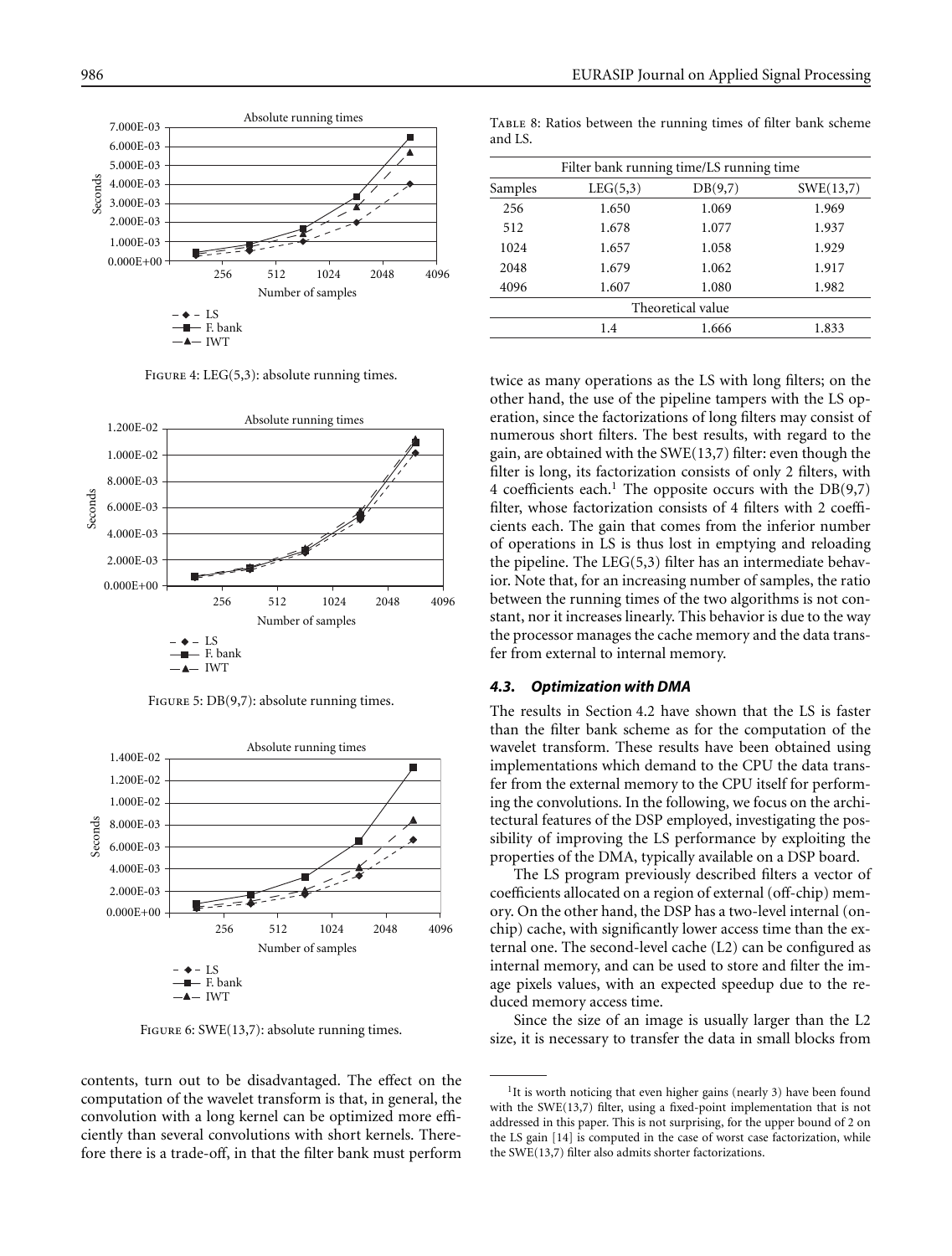Figure 4: LEG(5,3): absolute running times.

Figure 5: DB(9,7): absolute running times.

Figure 6: SWE(13,7): absolute running times.

contents, turn out to be disadvantaged. The effect on the computation of the wavelet transform is that, in general, the convolution with a long kernel can be optimized more efficiently than several convolutions with short kernels. Therefore there is a trade-off, in that the filter bank must perform twice as many operations as the LS with long filters; on the other hand, the use of the pipeline tampers with the LS operation, since the factorizations of long filters may consist of numerous short filters. The best results, with regard to the gain, are obtained with the SWE(13,7) filter: even though the filter is long, its factorization consists of only 2 filters, with 4 coefficients each.[1] The opposite occurs with the DB(9,7) filter, whose factorization consists of 4 filters with 2 coefficients each. The gain that comes from the inferior number of operations in LS is thus lost in emptying and reloading the pipeline. The LEG(5,3) filter has an intermediate behavior. Note that, for an increasing number of samples, the ratio between the running times of the two algorithms is not constant, nor it increases linearly. This behavior is due to the way the processor manages the cache memory and the data transfer from external to internal memory.

Table 8: Ratios between the running times of filter bank scheme and LS.

| Filter bank running time/LS running time | | | |
|---|---|---|---|
| Samples | LEG(5,3) | DB(9,7) | SWE(13,7) |
| 256 | 1.650 | 1.069 | 1.969 |
| 512 | 1.678 | 1.077 | 1.937 |
| 1024 | 1.657 | 1.058 | 1.929 |
| 2048 | 1.679 | 1.062 | 1.917 |
| 4096 | 1.607 | 1.080 | 1.982 |
| Theoretical value | | | |
| | 1.4 | 1.666 | 1.833 |

### 4.3. Optimization with DMA

The results in Section 4.2 have shown that the LS is faster than the filter bank scheme as for the computation of the wavelet transform. These results have been obtained using implementations which demand to the CPU the data transfer from the external memory to the CPU itself for performing the convolutions. In the following, we focus on the architectural features of the DSP employed, investigating the possibility of improving the LS performance by exploiting the properties of the DMA, typically available on a DSP board.

The LS program previously described filters a vector of coefficients allocated on a region of external (off-chip) memory. On the other hand, the DSP has a two-level internal (on-chip) cache, with significantly lower access time than the external one. The second-level cache (L2) can be configured as internal memory, and can be used to store and filter the image pixels values, with an expected speedup due to the reduced memory access time.

Since the size of an image is usually larger than the L2 size, it is necessary to transfer the data in small blocks from

[1] It is worth noticing that even higher gains (nearly 3) have been found with the SWE(13,7) filter, using a fixed-point implementation that is not addressed in this paper. This is not surprising, for the upper bound of 2 on the LS gain [14] is computed in the case of worst case factorization, while the SWE(13,7) filter also admits shorter factorizations.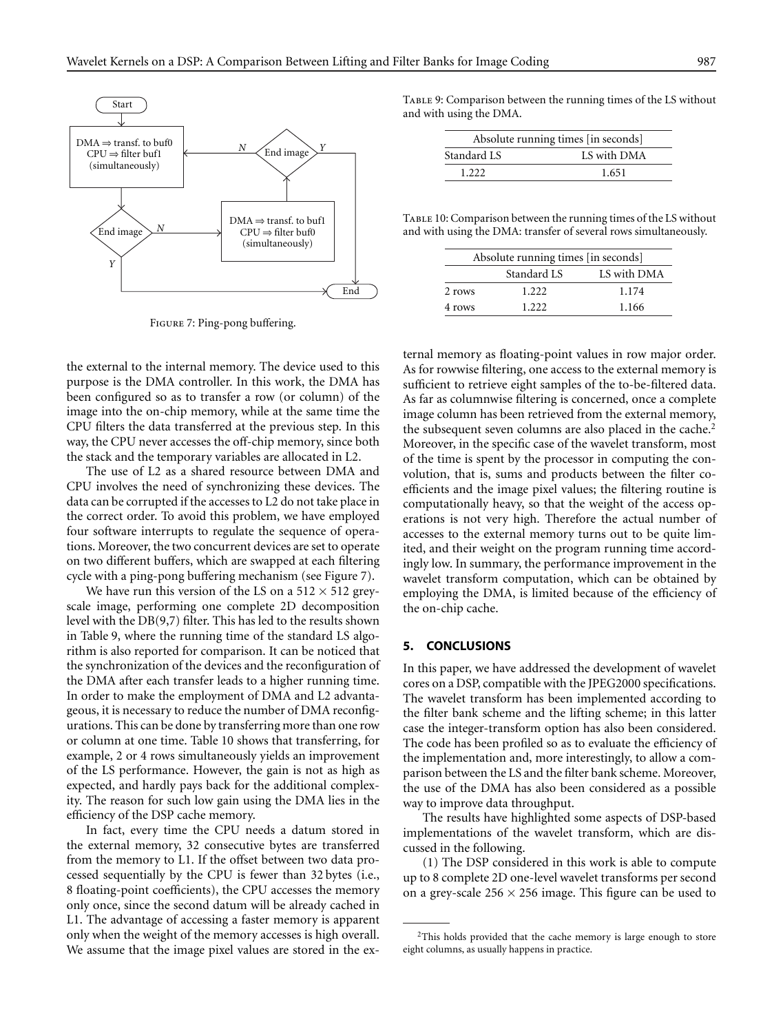Figure 7: Ping-pong buffering.

the external to the internal memory. The device used to this purpose is the DMA controller. In this work, the DMA has been configured so as to transfer a row (or column) of the image into the on-chip memory, while at the same time the CPU filters the data transferred at the previous step. In this way, the CPU never accesses the off-chip memory, since both the stack and the temporary variables are allocated in L2.

The use of L2 as a shared resource between DMA and CPU involves the need of synchronizing these devices. The data can be corrupted if the accesses to L2 do not take place in the correct order. To avoid this problem, we have employed four software interrupts to regulate the sequence of operations. Moreover, the two concurrent devices are set to operate on two different buffers, which are swapped at each filtering cycle with a ping-pong buffering mechanism (see Figure 7).

We have run this version of the LS on a $512 \times 512$ greyscale image, performing one complete 2D decomposition level with the DB(9,7) filter. This has led to the results shown in Table 9, where the running time of the standard LS algorithm is also reported for comparison. It can be noticed that the synchronization of the devices and the reconfiguration of the DMA after each transfer leads to a higher running time. In order to make the employment of DMA and L2 advantageous, it is necessary to reduce the number of DMA reconfigurations. This can be done by transferring more than one row or column at one time. Table 10 shows that transferring, for example, 2 or 4 rows simultaneously yields an improvement of the LS performance. However, the gain is not as high as expected, and hardly pays back for the additional complexity. The reason for such low gain using the DMA lies in the efficiency of the DSP cache memory.

In fact, every time the CPU needs a datum stored in the external memory, 32 consecutive bytes are transferred from the memory to L1. If the offset between two data processed sequentially by the CPU is fewer than 32 bytes (i.e., 8 floating-point coefficients), the CPU accesses the memory only once, since the second datum will be already cached in L1. The advantage of accessing a faster memory is apparent only when the weight of the memory accesses is high overall. We assume that the image pixel values are stored in the external memory as floating-point values in row major order. As for rowwise filtering, one access to the external memory is sufficient to retrieve eight samples of the to-be-filtered data. As far as columnwise filtering is concerned, once a complete image column has been retrieved from the external memory, the subsequent seven columns are also placed in the cache.[2] Moreover, in the specific case of the wavelet transform, most of the time is spent by the processor in computing the convolution, that is, sums and products between the filter coefficients and the image pixel values; the filtering routine is computationally heavy, so that the weight of the access operations is not very high. Therefore the actual number of accesses to the external memory turns out to be quite limited, and their weight on the program running time accordingly low. In summary, the performance improvement in the wavelet transform computation, which can be obtained by employing the DMA, is limited because of the efficiency of the on-chip cache.

Table 9: Comparison between the running times of the LS without and with using the DMA.

| Absolute running times [in seconds] | |
|---|---|
| Standard LS | LS with DMA |
| 1.222 | 1.651 |

Table 10: Comparison between the running times of the LS without and with using the DMA: transfer of several rows simultaneously.

| | Absolute running times [in seconds] | |
|---|---|---|
| | Standard LS | LS with DMA |
| 2 rows | 1.222 | 1.174 |
| 4 rows | 1.222 | 1.166 |

## 5. CONCLUSIONS

In this paper, we have addressed the development of wavelet cores on a DSP, compatible with the JPEG2000 specifications. The wavelet transform has been implemented according to the filter bank scheme and the lifting scheme; in this latter case the integer-transform option has also been considered. The code has been profiled so as to evaluate the efficiency of the implementation and, more interestingly, to allow a comparison between the LS and the filter bank scheme. Moreover, the use of the DMA has also been considered as a possible way to improve data throughput.

The results have highlighted some aspects of DSP-based implementations of the wavelet transform, which are discussed in the following.

(1) The DSP considered in this work is able to compute up to 8 complete 2D one-level wavelet transforms per second on a grey-scale $256 \times 256$ image. This figure can be used to

[2] This holds provided that the cache memory is large enough to store eight columns, as usually happens in practice.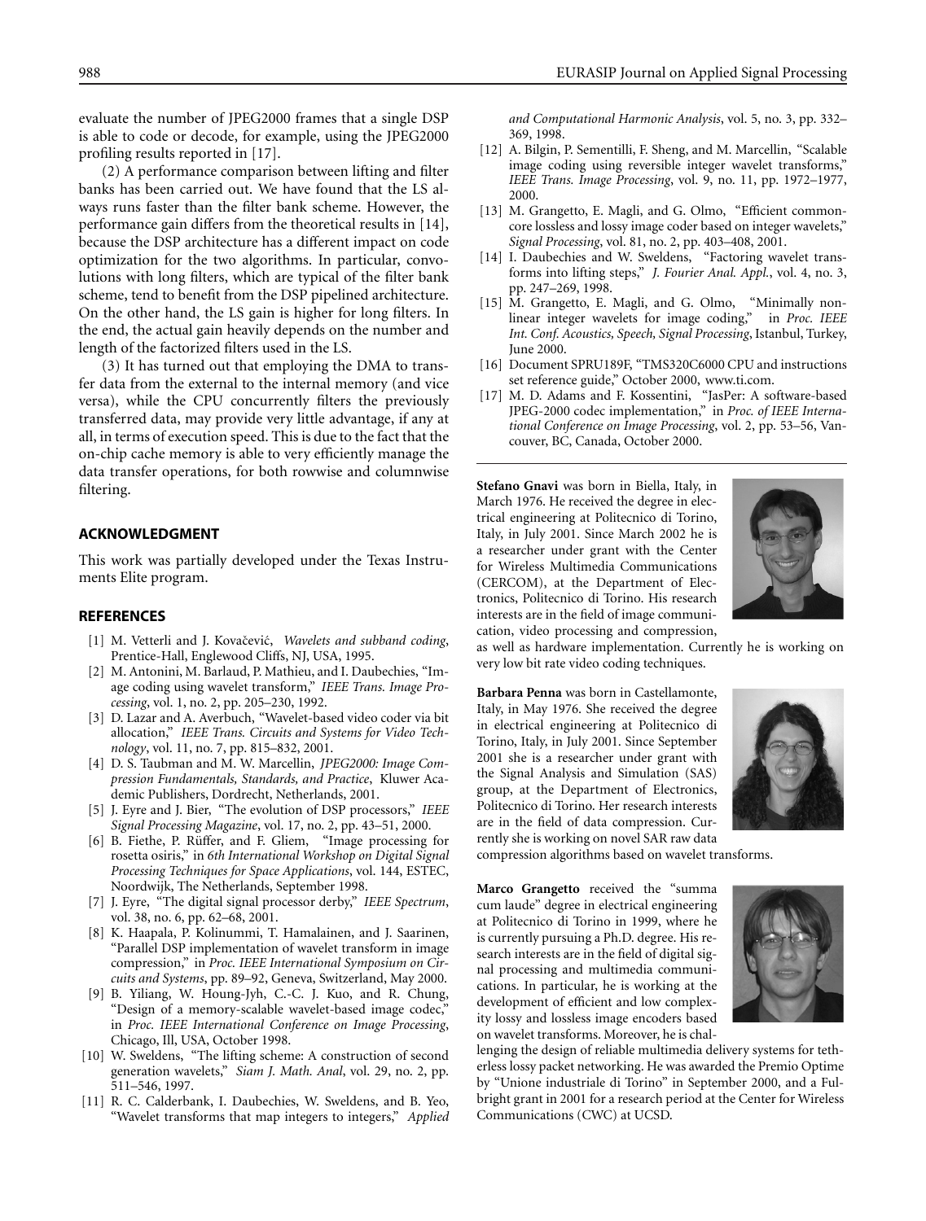evaluate the number of JPEG2000 frames that a single DSP is able to code or decode, for example, using the JPEG2000 profiling results reported in [17].

(2) A performance comparison between lifting and filter banks has been carried out. We have found that the LS always runs faster than the filter bank scheme. However, the performance gain differs from the theoretical results in [14], because the DSP architecture has a different impact on code optimization for the two algorithms. In particular, convolutions with long filters, which are typical of the filter bank scheme, tend to benefit from the DSP pipelined architecture. On the other hand, the LS gain is higher for long filters. In the end, the actual gain heavily depends on the number and length of the factorized filters used in the LS.

(3) It has turned out that employing the DMA to transfer data from the external to the internal memory (and vice versa), while the CPU concurrently filters the previously transferred data, may provide very little advantage, if any at all, in terms of execution speed. This is due to the fact that the on-chip cache memory is able to very efficiently manage the data transfer operations, for both rowwise and columnwise filtering.

## ACKNOWLEDGMENT

This work was partially developed under the Texas Instruments Elite program.

## REFERENCES

[1] M. Vetterli and J. Kovačević, *Wavelets and subband coding*, Prentice-Hall, Englewood Cliffs, NJ, USA, 1995.

[2] M. Antonini, M. Barlaud, P. Mathieu, and I. Daubechies, "Image coding using wavelet transform," *IEEE Trans. Image Processing*, vol. 1, no. 2, pp. 205–230, 1992.

[3] D. Lazar and A. Averbuch, "Wavelet-based video coder via bit allocation," *IEEE Trans. Circuits and Systems for Video Technology*, vol. 11, no. 7, pp. 815–832, 2001.

[4] D. S. Taubman and M. W. Marcellin, *JPEG2000: Image Compression Fundamentals, Standards, and Practice*, Kluwer Academic Publishers, Dordrecht, Netherlands, 2001.

[5] J. Eyre and J. Bier, "The evolution of DSP processors," *IEEE Signal Processing Magazine*, vol. 17, no. 2, pp. 43–51, 2000.

[6] B. Fiethe, P. Rüffer, and F. Gliem, "Image processing for rosetta osiris," in *6th International Workshop on Digital Signal Processing Techniques for Space Applications*, vol. 144, ESTEC, Noordwijk, The Netherlands, September 1998.

[7] J. Eyre, "The digital signal processor derby," *IEEE Spectrum*, vol. 38, no. 6, pp. 62–68, 2001.

[8] K. Haapala, P. Kolinummi, T. Hamalainen, and J. Saarinen, "Parallel DSP implementation of wavelet transform in image compression," in *Proc. IEEE International Symposium on Circuits and Systems*, pp. 89–92, Geneva, Switzerland, May 2000.

[9] B. Yiliang, W. Houng-Jyh, C.-C. J. Kuo, and R. Chung, "Design of a memory-scalable wavelet-based image codec," in *Proc. IEEE International Conference on Image Processing*, Chicago, Ill, USA, October 1998.

[10] W. Sweldens, "The lifting scheme: A construction of second generation wavelets," *Siam J. Math. Anal*, vol. 29, no. 2, pp. 511–546, 1997.

[11] R. C. Calderbank, I. Daubechies, W. Sweldens, and B. Yeo, "Wavelet transforms that map integers to integers," *Applied and Computational Harmonic Analysis*, vol. 5, no. 3, pp. 332–369, 1998.

[12] A. Bilgin, P. Sementilli, F. Sheng, and M. Marcellin, "Scalable image coding using reversible integer wavelet transforms," *IEEE Trans. Image Processing*, vol. 9, no. 11, pp. 1972–1977, 2000.

[13] M. Grangetto, E. Magli, and G. Olmo, "Efficient commoncore lossless and lossy image coder based on integer wavelets," *Signal Processing*, vol. 81, no. 2, pp. 403–408, 2001.

[14] I. Daubechies and W. Sweldens, "Factoring wavelet transforms into lifting steps," *J. Fourier Anal. Appl.*, vol. 4, no. 3, pp. 247–269, 1998.

[15] M. Grangetto, E. Magli, and G. Olmo, "Minimally nonlinear integer wavelets for image coding," in *Proc. IEEE Int. Conf. Acoustics, Speech, Signal Processing*, Istanbul, Turkey, June 2000.

[16] Document SPRU189F, "TMS320C6000 CPU and instructions set reference guide," October 2000, www.ti.com.

[17] M. D. Adams and F. Kossentini, "JasPer: A software-based JPEG-2000 codec implementation," in *Proc. of IEEE International Conference on Image Processing*, vol. 2, pp. 53–56, Vancouver, BC, Canada, October 2000.

**Stefano Gnavi** was born in Biella, Italy, in March 1976. He received the degree in electrical engineering at Politecnico di Torino, Italy, in July 2001. Since March 2002 he is a researcher under grant with the Center for Wireless Multimedia Communications (CERCOM), at the Department of Electronics, Politecnico di Torino. His research interests are in the field of image communication, video processing and compression, as well as hardware implementation. Currently he is working on very low bit rate video coding techniques.

**Barbara Penna** was born in Castellamonte, Italy, in May 1976. She received the degree in electrical engineering at Politecnico di Torino, Italy, in July 2001. Since September 2001 she is a researcher under grant with the Signal Analysis and Simulation (SAS) group, at the Department of Electronics, Politecnico di Torino. Her research interests are in the field of data compression. Currently she is working on novel SAR raw data compression algorithms based on wavelet transforms.

**Marco Grangetto** received the "summa cum laude" degree in electrical engineering at Politecnico di Torino in 1999, where he is currently pursuing a Ph.D. degree. His research interests are in the field of digital signal processing and multimedia communications. In particular, he is working at the development of efficient and low complexity lossy and lossless image encoders based on wavelet transforms. Moreover, he is challenging the design of reliable multimedia delivery systems for tetherless lossy packet networking. He was awarded the Premio Optime by "Unione industriale di Torino" in September 2000, and a Fulbright grant in 2001 for a research period at the Center for Wireless Communications (CWC) at UCSD.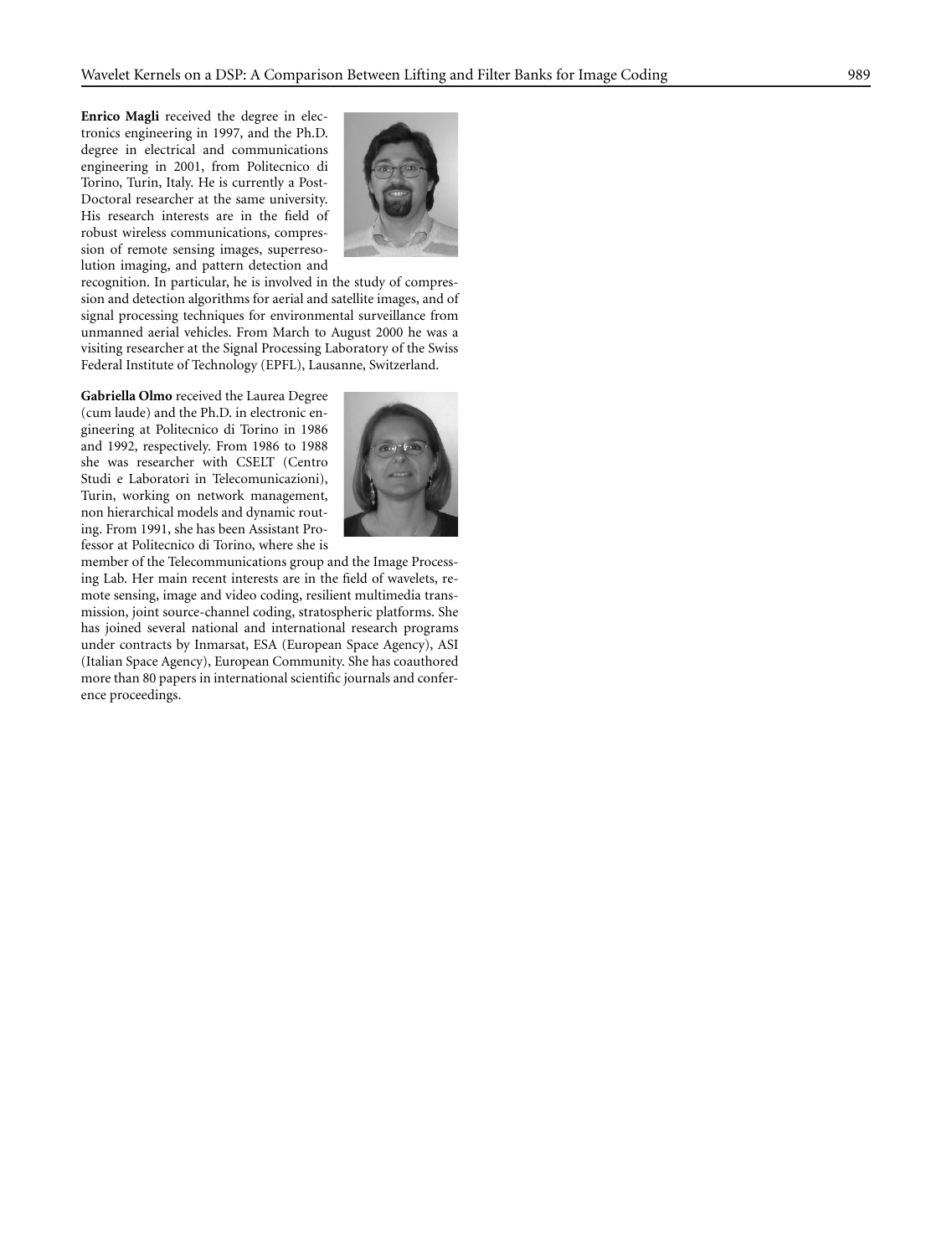**Enrico Magli** received the degree in electronics engineering in 1997, and the Ph.D. degree in electrical and communications engineering in 2001, from Politecnico di Torino, Turin, Italy. He is currently a Post-Doctoral researcher at the same university. His research interests are in the field of robust wireless communications, compression of remote sensing images, superresolution imaging, and pattern detection and recognition. In particular, he is involved in the study of compression and detection algorithms for aerial and satellite images, and of signal processing techniques for environmental surveillance from unmanned aerial vehicles. From March to August 2000 he was a visiting researcher at the Signal Processing Laboratory of the Swiss Federal Institute of Technology (EPFL), Lausanne, Switzerland.

**Gabriella Olmo** received the Laurea Degree (cum laude) and the Ph.D. in electronic engineering at Politecnico di Torino in 1986 and 1992, respectively. From 1986 to 1988 she was researcher with CSELT (Centro Studi e Laboratori in Telecomunicazioni), Turin, working on network management, non hierarchical models and dynamic routing. From 1991, she has been Assistant Professor at Politecnico di Torino, where she is member of the Telecommunications group and the Image Processing Lab. Her main recent interests are in the field of wavelets, remote sensing, image and video coding, resilient multimedia transmission, joint source-channel coding, stratospheric platforms. She has joined several national and international research programs under contracts by Inmarsat, ESA (European Space Agency), ASI (Italian Space Agency), European Community. She has coauthored more than 80 papers in international scientific journals and conference proceedings.